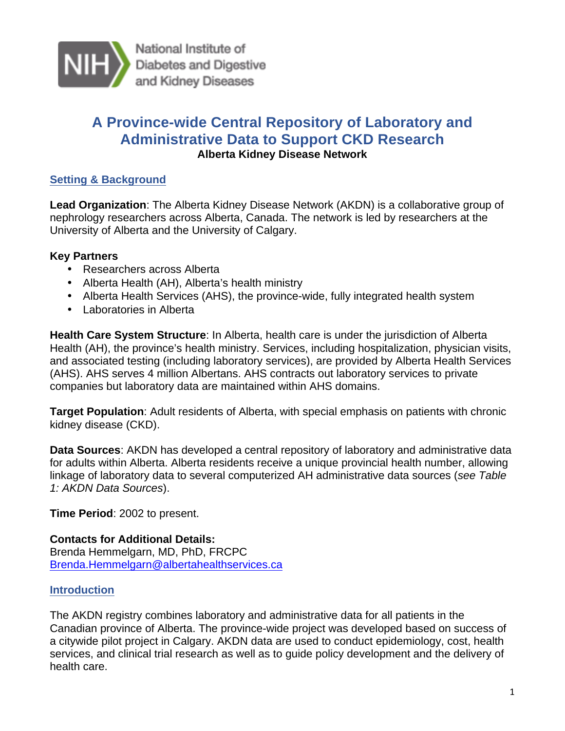National Institute of Diabetes and Digestive and Kidney Diseases

# A Province-wide Central Repository of Laboratory and Administrative Data to Support CKD Research

**Alberta Kidney Disease Network**

## Setting & Background

**Lead Organization**: The Alberta Kidney Disease Network (AKDN) is a collaborative group of nephrology researchers across Alberta, Canada. The network is led by researchers at the University of Alberta and the University of Calgary.

**Key Partners**

- Researchers across Alberta
- Alberta Health (AH), Alberta's health ministry
- Alberta Health Services (AHS), the province-wide, fully integrated health system
- Laboratories in Alberta

**Health Care System Structure**: In Alberta, health care is under the jurisdiction of Alberta Health (AH), the province's health ministry. Services, including hospitalization, physician visits, and associated testing (including laboratory services), are provided by Alberta Health Services (AHS). AHS serves 4 million Albertans. AHS contracts out laboratory services to private companies but laboratory data are maintained within AHS domains.

**Target Population**: Adult residents of Alberta, with special emphasis on patients with chronic kidney disease (CKD).

**Data Sources**: AKDN has developed a central repository of laboratory and administrative data for adults within Alberta. Alberta residents receive a unique provincial health number, allowing linkage of laboratory data to several computerized AH administrative data sources (*see Table 1: AKDN Data Sources*).

**Time Period**: 2002 to present.

**Contacts for Additional Details:**
Brenda Hemmelgarn, MD, PhD, FRCPC
Brenda.Hemmelgarn@albertahealthservices.ca

## Introduction

The AKDN registry combines laboratory and administrative data for all patients in the Canadian province of Alberta. The province-wide project was developed based on success of a citywide pilot project in Calgary. AKDN data are used to conduct epidemiology, cost, health services, and clinical trial research as well as to guide policy development and the delivery of health care.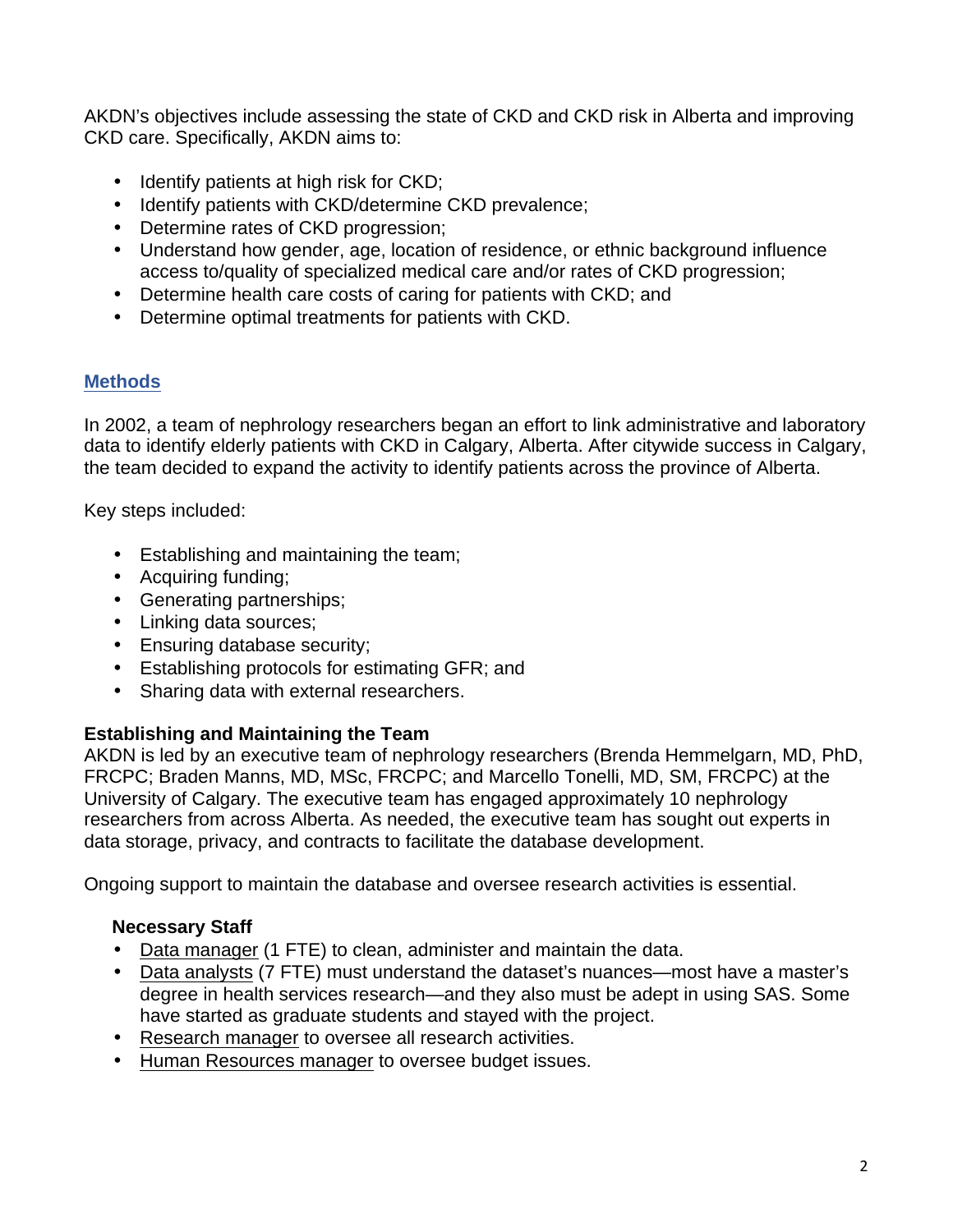AKDN's objectives include assessing the state of CKD and CKD risk in Alberta and improving CKD care. Specifically, AKDN aims to:

- Identify patients at high risk for CKD;
- Identify patients with CKD/determine CKD prevalence;
- Determine rates of CKD progression;
- Understand how gender, age, location of residence, or ethnic background influence access to/quality of specialized medical care and/or rates of CKD progression;
- Determine health care costs of caring for patients with CKD; and
- Determine optimal treatments for patients with CKD.

## Methods

In 2002, a team of nephrology researchers began an effort to link administrative and laboratory data to identify elderly patients with CKD in Calgary, Alberta. After citywide success in Calgary, the team decided to expand the activity to identify patients across the province of Alberta.

Key steps included:

- Establishing and maintaining the team;
- Acquiring funding;
- Generating partnerships;
- Linking data sources;
- Ensuring database security;
- Establishing protocols for estimating GFR; and
- Sharing data with external researchers.

### Establishing and Maintaining the Team

AKDN is led by an executive team of nephrology researchers (Brenda Hemmelgarn, MD, PhD, FRCPC; Braden Manns, MD, MSc, FRCPC; and Marcello Tonelli, MD, SM, FRCPC) at the University of Calgary. The executive team has engaged approximately 10 nephrology researchers from across Alberta. As needed, the executive team has sought out experts in data storage, privacy, and contracts to facilitate the database development.

Ongoing support to maintain the database and oversee research activities is essential.

#### Necessary Staff

- Data manager (1 FTE) to clean, administer and maintain the data.
- Data analysts (7 FTE) must understand the dataset's nuances—most have a master's degree in health services research—and they also must be adept in using SAS. Some have started as graduate students and stayed with the project.
- Research manager to oversee all research activities.
- Human Resources manager to oversee budget issues.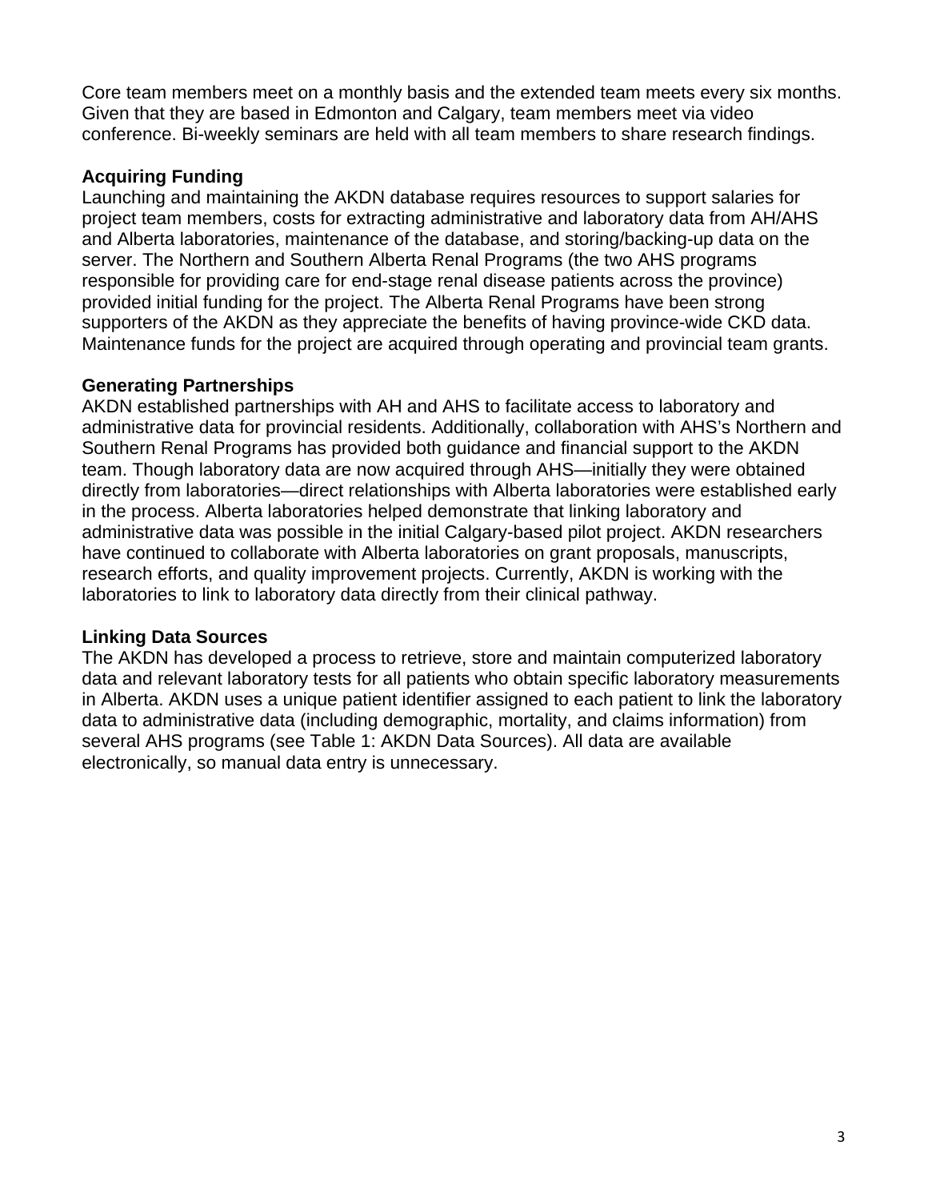Core team members meet on a monthly basis and the extended team meets every six months. Given that they are based in Edmonton and Calgary, team members meet via video conference. Bi-weekly seminars are held with all team members to share research findings.

**Acquiring Funding**

Launching and maintaining the AKDN database requires resources to support salaries for project team members, costs for extracting administrative and laboratory data from AH/AHS and Alberta laboratories, maintenance of the database, and storing/backing-up data on the server. The Northern and Southern Alberta Renal Programs (the two AHS programs responsible for providing care for end-stage renal disease patients across the province) provided initial funding for the project. The Alberta Renal Programs have been strong supporters of the AKDN as they appreciate the benefits of having province-wide CKD data. Maintenance funds for the project are acquired through operating and provincial team grants.

**Generating Partnerships**

AKDN established partnerships with AH and AHS to facilitate access to laboratory and administrative data for provincial residents. Additionally, collaboration with AHS's Northern and Southern Renal Programs has provided both guidance and financial support to the AKDN team. Though laboratory data are now acquired through AHS—initially they were obtained directly from laboratories—direct relationships with Alberta laboratories were established early in the process. Alberta laboratories helped demonstrate that linking laboratory and administrative data was possible in the initial Calgary-based pilot project. AKDN researchers have continued to collaborate with Alberta laboratories on grant proposals, manuscripts, research efforts, and quality improvement projects. Currently, AKDN is working with the laboratories to link to laboratory data directly from their clinical pathway.

**Linking Data Sources**

The AKDN has developed a process to retrieve, store and maintain computerized laboratory data and relevant laboratory tests for all patients who obtain specific laboratory measurements in Alberta. AKDN uses a unique patient identifier assigned to each patient to link the laboratory data to administrative data (including demographic, mortality, and claims information) from several AHS programs (see Table 1: AKDN Data Sources). All data are available electronically, so manual data entry is unnecessary.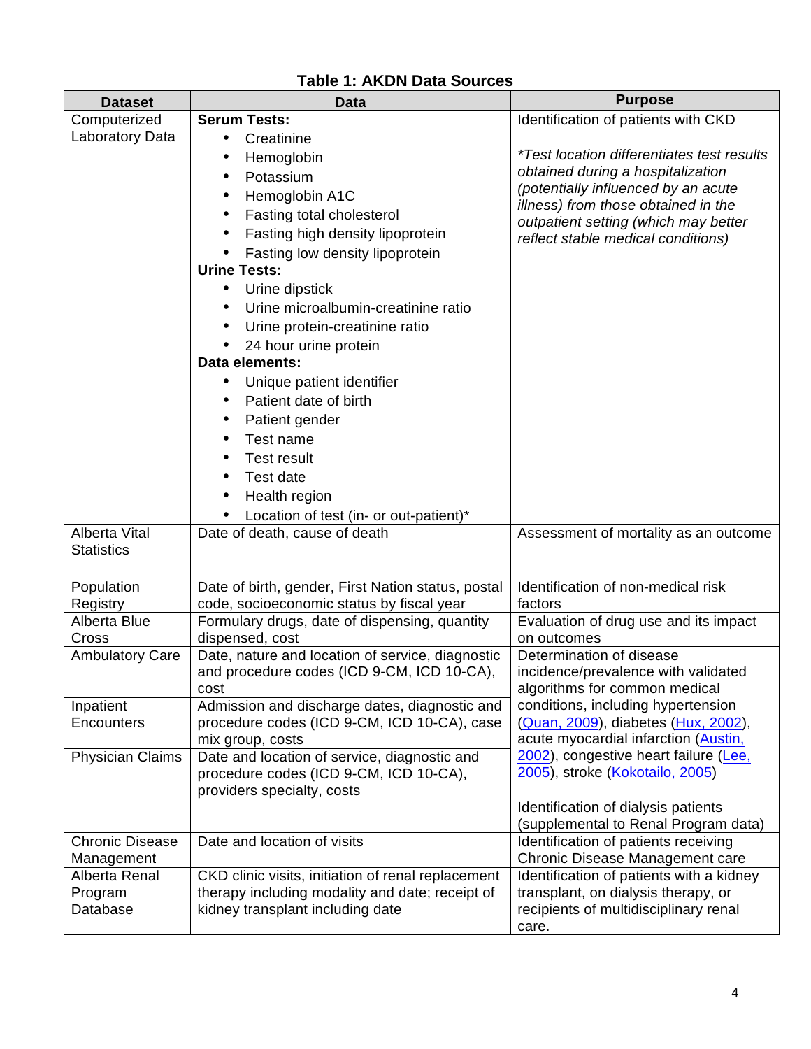**Table 1: AKDN Data Sources**

| Dataset | Data | Purpose |
|---|---|---|
| Computerized Laboratory Data | **Serum Tests:** <br>• Creatinine <br>• Hemoglobin <br>• Potassium <br>• Hemoglobin A1C <br>• Fasting total cholesterol <br>• Fasting high density lipoprotein <br>• Fasting low density lipoprotein <br>**Urine Tests:** <br>• Urine dipstick <br>• Urine microalbumin-creatinine ratio <br>• Urine protein-creatinine ratio <br>• 24 hour urine protein <br>**Data elements:** <br>• Unique patient identifier <br>• Patient date of birth <br>• Patient gender <br>• Test name <br>• Test result <br>• Test date <br>• Health region <br>• Location of test (in- or out-patient)* | Identification of patients with CKD <br><br>**Test location differentiates test results obtained during a hospitalization (potentially influenced by an acute illness) from those obtained in the outpatient setting (which may better reflect stable medical conditions)* |
| Alberta Vital Statistics | Date of death, cause of death | Assessment of mortality as an outcome |
| Population Registry | Date of birth, gender, First Nation status, postal code, socioeconomic status by fiscal year | Identification of non-medical risk factors |
| Alberta Blue Cross | Formulary drugs, date of dispensing, quantity dispensed, cost | Evaluation of drug use and its impact on outcomes |
| Ambulatory Care | Date, nature and location of service, diagnostic and procedure codes (ICD 9-CM, ICD 10-CA), cost | Determination of disease incidence/prevalence with validated algorithms for common medical conditions, including hypertension (Quan, 2009), diabetes (Hux, 2002), acute myocardial infarction (Austin, 2002), congestive heart failure (Lee, 2005), stroke (Kokotailo, 2005) <br><br>Identification of dialysis patients (supplemental to Renal Program data) |
| Inpatient Encounters | Admission and discharge dates, diagnostic and procedure codes (ICD 9-CM, ICD 10-CA), case mix group, costs | |
| Physician Claims | Date and location of service, diagnostic and procedure codes (ICD 9-CM, ICD 10-CA), providers specialty, costs | |
| Chronic Disease Management | Date and location of visits | Identification of patients receiving Chronic Disease Management care |
| Alberta Renal Program Database | CKD clinic visits, initiation of renal replacement therapy including modality and date; receipt of kidney transplant including date | Identification of patients with a kidney transplant, on dialysis therapy, or recipients of multidisciplinary renal care. |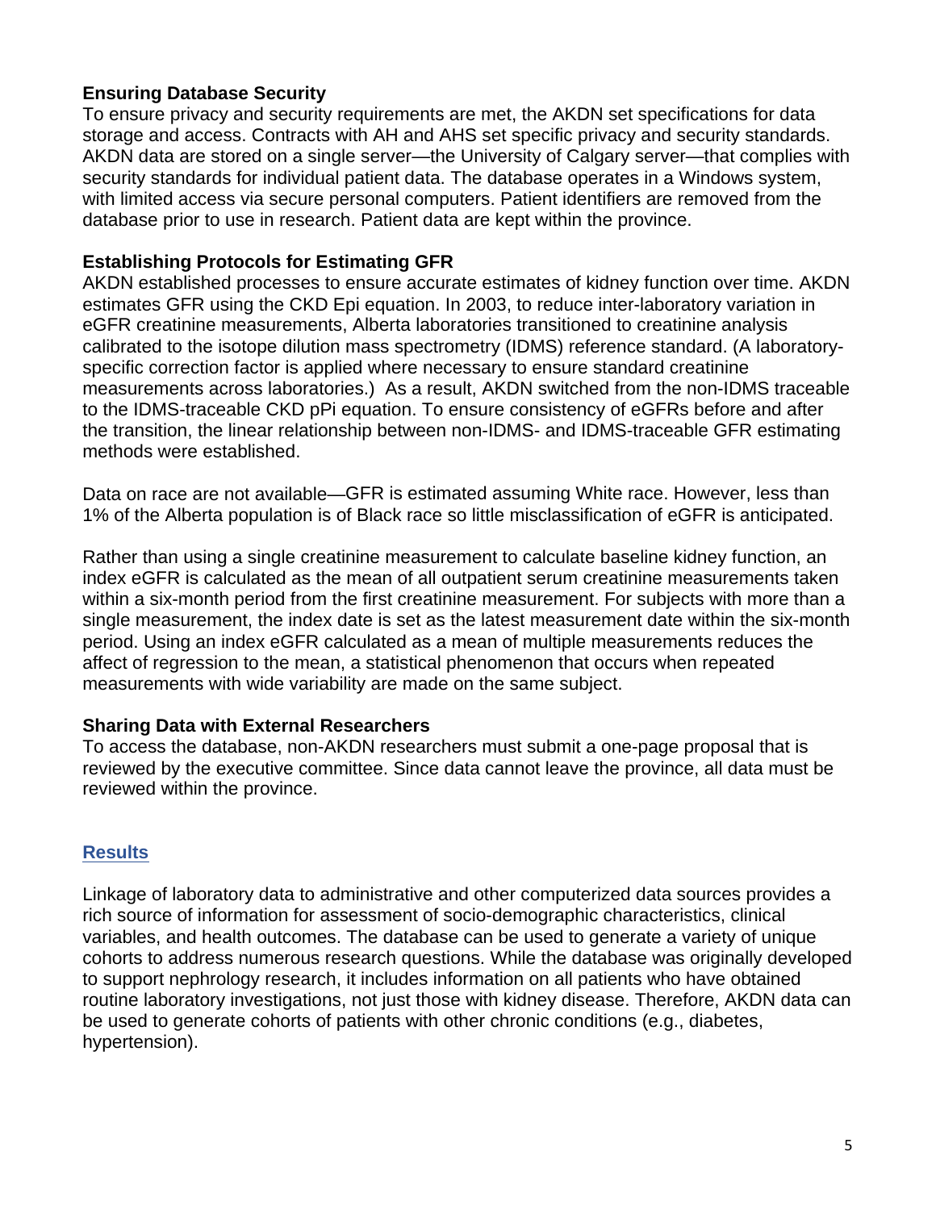**Ensuring Database Security**

To ensure privacy and security requirements are met, the AKDN set specifications for data storage and access. Contracts with AH and AHS set specific privacy and security standards. AKDN data are stored on a single server—the University of Calgary server—that complies with security standards for individual patient data. The database operates in a Windows system, with limited access via secure personal computers. Patient identifiers are removed from the database prior to use in research. Patient data are kept within the province.

**Establishing Protocols for Estimating GFR**

AKDN established processes to ensure accurate estimates of kidney function over time. AKDN estimates GFR using the CKD Epi equation. In 2003, to reduce inter-laboratory variation in eGFR creatinine measurements, Alberta laboratories transitioned to creatinine analysis calibrated to the isotope dilution mass spectrometry (IDMS) reference standard. (A laboratory-specific correction factor is applied where necessary to ensure standard creatinine measurements across laboratories.) As a result, AKDN switched from the non-IDMS traceable to the IDMS-traceable CKD pPi equation. To ensure consistency of eGFRs before and after the transition, the linear relationship between non-IDMS- and IDMS-traceable GFR estimating methods were established.

Data on race are not available—GFR is estimated assuming White race. However, less than 1% of the Alberta population is of Black race so little misclassification of eGFR is anticipated.

Rather than using a single creatinine measurement to calculate baseline kidney function, an index eGFR is calculated as the mean of all outpatient serum creatinine measurements taken within a six-month period from the first creatinine measurement. For subjects with more than a single measurement, the index date is set as the latest measurement date within the six-month period. Using an index eGFR calculated as a mean of multiple measurements reduces the affect of regression to the mean, a statistical phenomenon that occurs when repeated measurements with wide variability are made on the same subject.

**Sharing Data with External Researchers**

To access the database, non-AKDN researchers must submit a one-page proposal that is reviewed by the executive committee. Since data cannot leave the province, all data must be reviewed within the province.

## Results

Linkage of laboratory data to administrative and other computerized data sources provides a rich source of information for assessment of socio-demographic characteristics, clinical variables, and health outcomes. The database can be used to generate a variety of unique cohorts to address numerous research questions. While the database was originally developed to support nephrology research, it includes information on all patients who have obtained routine laboratory investigations, not just those with kidney disease. Therefore, AKDN data can be used to generate cohorts of patients with other chronic conditions (e.g., diabetes, hypertension).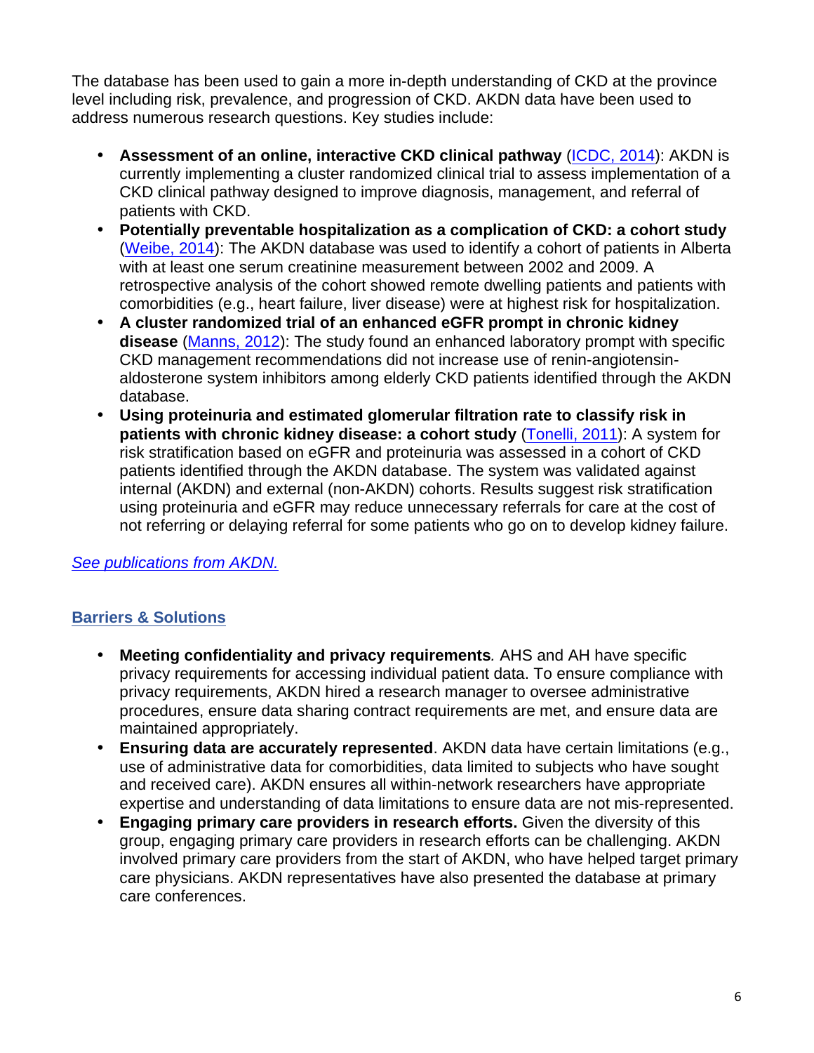The database has been used to gain a more in-depth understanding of CKD at the province level including risk, prevalence, and progression of CKD. AKDN data have been used to address numerous research questions. Key studies include:

- **Assessment of an online, interactive CKD clinical pathway** (ICDC, 2014): AKDN is currently implementing a cluster randomized clinical trial to assess implementation of a CKD clinical pathway designed to improve diagnosis, management, and referral of patients with CKD.
- **Potentially preventable hospitalization as a complication of CKD: a cohort study** (Weibe, 2014): The AKDN database was used to identify a cohort of patients in Alberta with at least one serum creatinine measurement between 2002 and 2009. A retrospective analysis of the cohort showed remote dwelling patients and patients with comorbidities (e.g., heart failure, liver disease) were at highest risk for hospitalization.
- **A cluster randomized trial of an enhanced eGFR prompt in chronic kidney disease** (Manns, 2012): The study found an enhanced laboratory prompt with specific CKD management recommendations did not increase use of renin-angiotensin-aldosterone system inhibitors among elderly CKD patients identified through the AKDN database.
- **Using proteinuria and estimated glomerular filtration rate to classify risk in patients with chronic kidney disease: a cohort study** (Tonelli, 2011): A system for risk stratification based on eGFR and proteinuria was assessed in a cohort of CKD patients identified through the AKDN database. The system was validated against internal (AKDN) and external (non-AKDN) cohorts. Results suggest risk stratification using proteinuria and eGFR may reduce unnecessary referrals for care at the cost of not referring or delaying referral for some patients who go on to develop kidney failure.

*See publications from AKDN.*

## Barriers & Solutions

- **Meeting confidentiality and privacy requirements***.* AHS and AH have specific privacy requirements for accessing individual patient data. To ensure compliance with privacy requirements, AKDN hired a research manager to oversee administrative procedures, ensure data sharing contract requirements are met, and ensure data are maintained appropriately.
- **Ensuring data are accurately represented**. AKDN data have certain limitations (e.g., use of administrative data for comorbidities, data limited to subjects who have sought and received care). AKDN ensures all within-network researchers have appropriate expertise and understanding of data limitations to ensure data are not mis-represented.
- **Engaging primary care providers in research efforts.** Given the diversity of this group, engaging primary care providers in research efforts can be challenging. AKDN involved primary care providers from the start of AKDN, who have helped target primary care physicians. AKDN representatives have also presented the database at primary care conferences.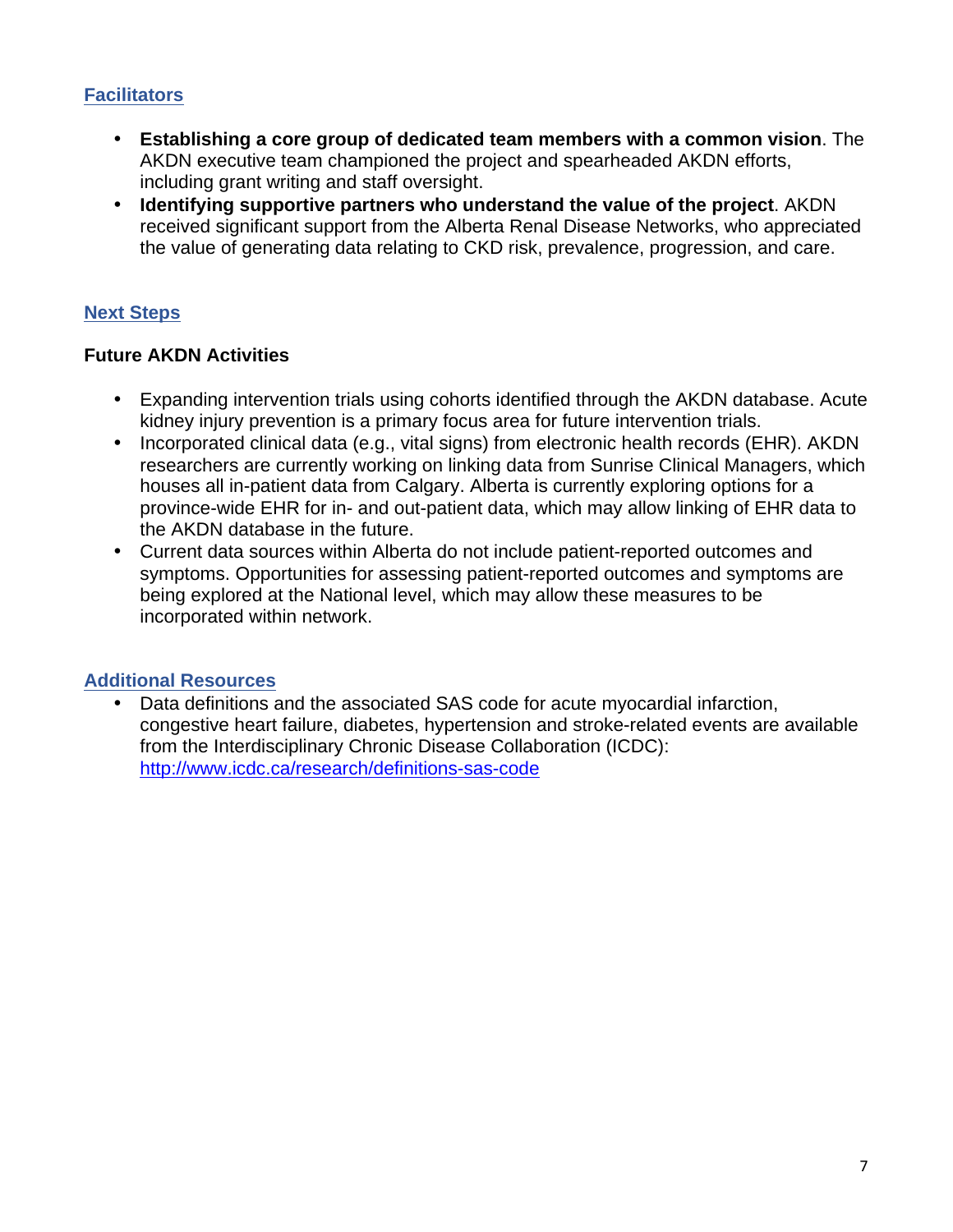## Facilitators

- **Establishing a core group of dedicated team members with a common vision**. The AKDN executive team championed the project and spearheaded AKDN efforts, including grant writing and staff oversight.
- **Identifying supportive partners who understand the value of the project**. AKDN received significant support from the Alberta Renal Disease Networks, who appreciated the value of generating data relating to CKD risk, prevalence, progression, and care.

## Next Steps

### Future AKDN Activities

- Expanding intervention trials using cohorts identified through the AKDN database. Acute kidney injury prevention is a primary focus area for future intervention trials.
- Incorporated clinical data (e.g., vital signs) from electronic health records (EHR). AKDN researchers are currently working on linking data from Sunrise Clinical Managers, which houses all in-patient data from Calgary. Alberta is currently exploring options for a province-wide EHR for in- and out-patient data, which may allow linking of EHR data to the AKDN database in the future.
- Current data sources within Alberta do not include patient-reported outcomes and symptoms. Opportunities for assessing patient-reported outcomes and symptoms are being explored at the National level, which may allow these measures to be incorporated within network.

## Additional Resources

- Data definitions and the associated SAS code for acute myocardial infarction, congestive heart failure, diabetes, hypertension and stroke-related events are available from the Interdisciplinary Chronic Disease Collaboration (ICDC): http://www.icdc.ca/research/definitions-sas-code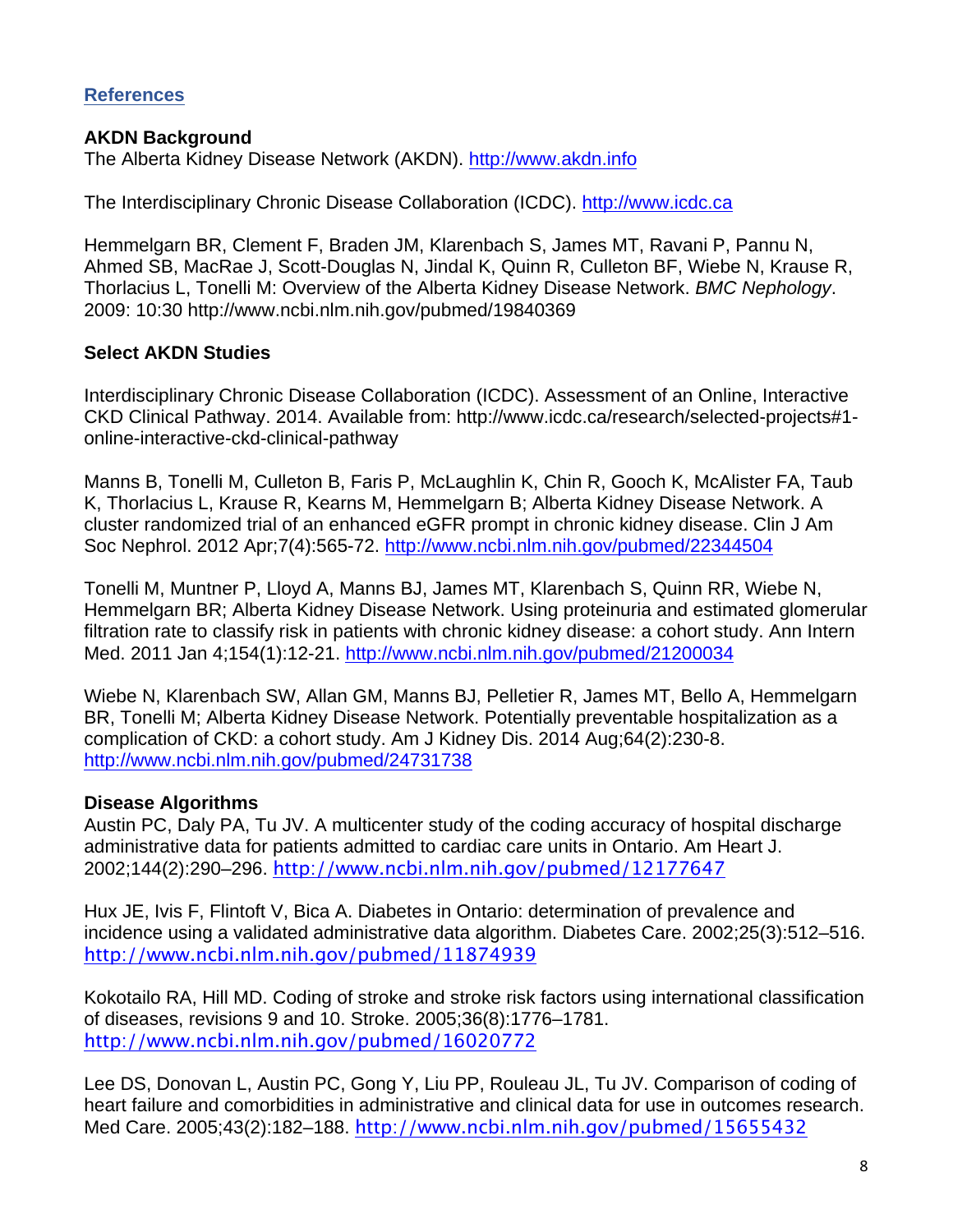## References

### AKDN Background

The Alberta Kidney Disease Network (AKDN). http://www.akdn.info

The Interdisciplinary Chronic Disease Collaboration (ICDC). http://www.icdc.ca

Hemmelgarn BR, Clement F, Braden JM, Klarenbach S, James MT, Ravani P, Pannu N, Ahmed SB, MacRae J, Scott-Douglas N, Jindal K, Quinn R, Culleton BF, Wiebe N, Krause R, Thorlacius L, Tonelli M: Overview of the Alberta Kidney Disease Network. *BMC Nephology*. 2009: 10:30 http://www.ncbi.nlm.nih.gov/pubmed/19840369

### Select AKDN Studies

Interdisciplinary Chronic Disease Collaboration (ICDC). Assessment of an Online, Interactive CKD Clinical Pathway. 2014. Available from: http://www.icdc.ca/research/selected-projects#1-online-interactive-ckd-clinical-pathway

Manns B, Tonelli M, Culleton B, Faris P, McLaughlin K, Chin R, Gooch K, McAlister FA, Taub K, Thorlacius L, Krause R, Kearns M, Hemmelgarn B; Alberta Kidney Disease Network. A cluster randomized trial of an enhanced eGFR prompt in chronic kidney disease. Clin J Am Soc Nephrol. 2012 Apr;7(4):565-72. http://www.ncbi.nlm.nih.gov/pubmed/22344504

Tonelli M, Muntner P, Lloyd A, Manns BJ, James MT, Klarenbach S, Quinn RR, Wiebe N, Hemmelgarn BR; Alberta Kidney Disease Network. Using proteinuria and estimated glomerular filtration rate to classify risk in patients with chronic kidney disease: a cohort study. Ann Intern Med. 2011 Jan 4;154(1):12-21. http://www.ncbi.nlm.nih.gov/pubmed/21200034

Wiebe N, Klarenbach SW, Allan GM, Manns BJ, Pelletier R, James MT, Bello A, Hemmelgarn BR, Tonelli M; Alberta Kidney Disease Network. Potentially preventable hospitalization as a complication of CKD: a cohort study. Am J Kidney Dis. 2014 Aug;64(2):230-8. http://www.ncbi.nlm.nih.gov/pubmed/24731738

### Disease Algorithms

Austin PC, Daly PA, Tu JV. A multicenter study of the coding accuracy of hospital discharge administrative data for patients admitted to cardiac care units in Ontario. Am Heart J. 2002;144(2):290–296. http://www.ncbi.nlm.nih.gov/pubmed/12177647

Hux JE, Ivis F, Flintoft V, Bica A. Diabetes in Ontario: determination of prevalence and incidence using a validated administrative data algorithm. Diabetes Care. 2002;25(3):512–516. http://www.ncbi.nlm.nih.gov/pubmed/11874939

Kokotailo RA, Hill MD. Coding of stroke and stroke risk factors using international classification of diseases, revisions 9 and 10. Stroke. 2005;36(8):1776–1781. http://www.ncbi.nlm.nih.gov/pubmed/16020772

Lee DS, Donovan L, Austin PC, Gong Y, Liu PP, Rouleau JL, Tu JV. Comparison of coding of heart failure and comorbidities in administrative and clinical data for use in outcomes research. Med Care. 2005;43(2):182–188. http://www.ncbi.nlm.nih.gov/pubmed/15655432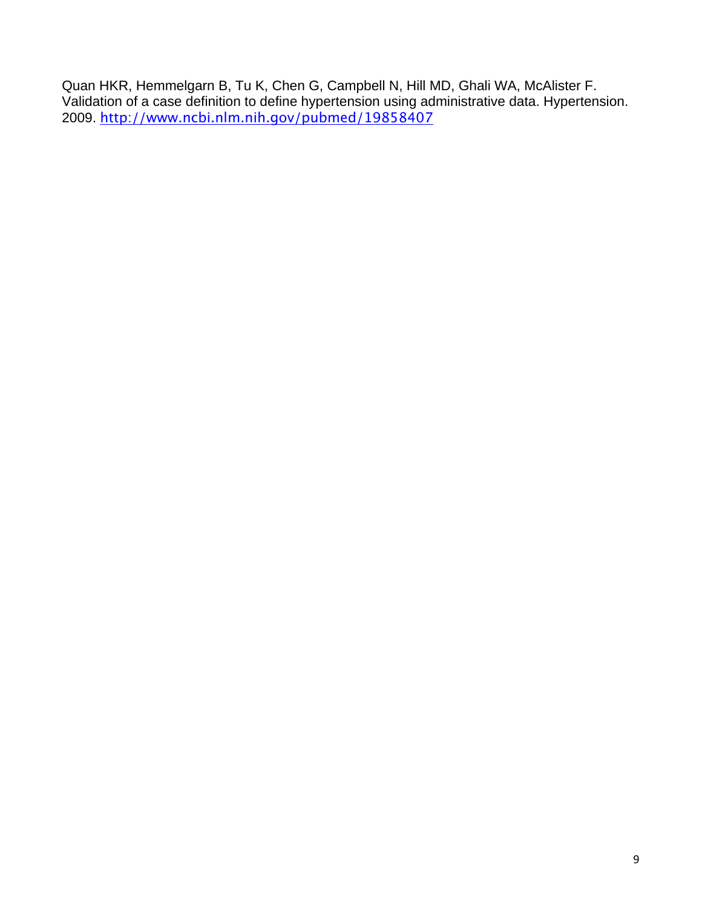Quan HKR, Hemmelgarn B, Tu K, Chen G, Campbell N, Hill MD, Ghali WA, McAlister F. Validation of a case definition to define hypertension using administrative data. Hypertension. 2009. http://www.ncbi.nlm.nih.gov/pubmed/19858407